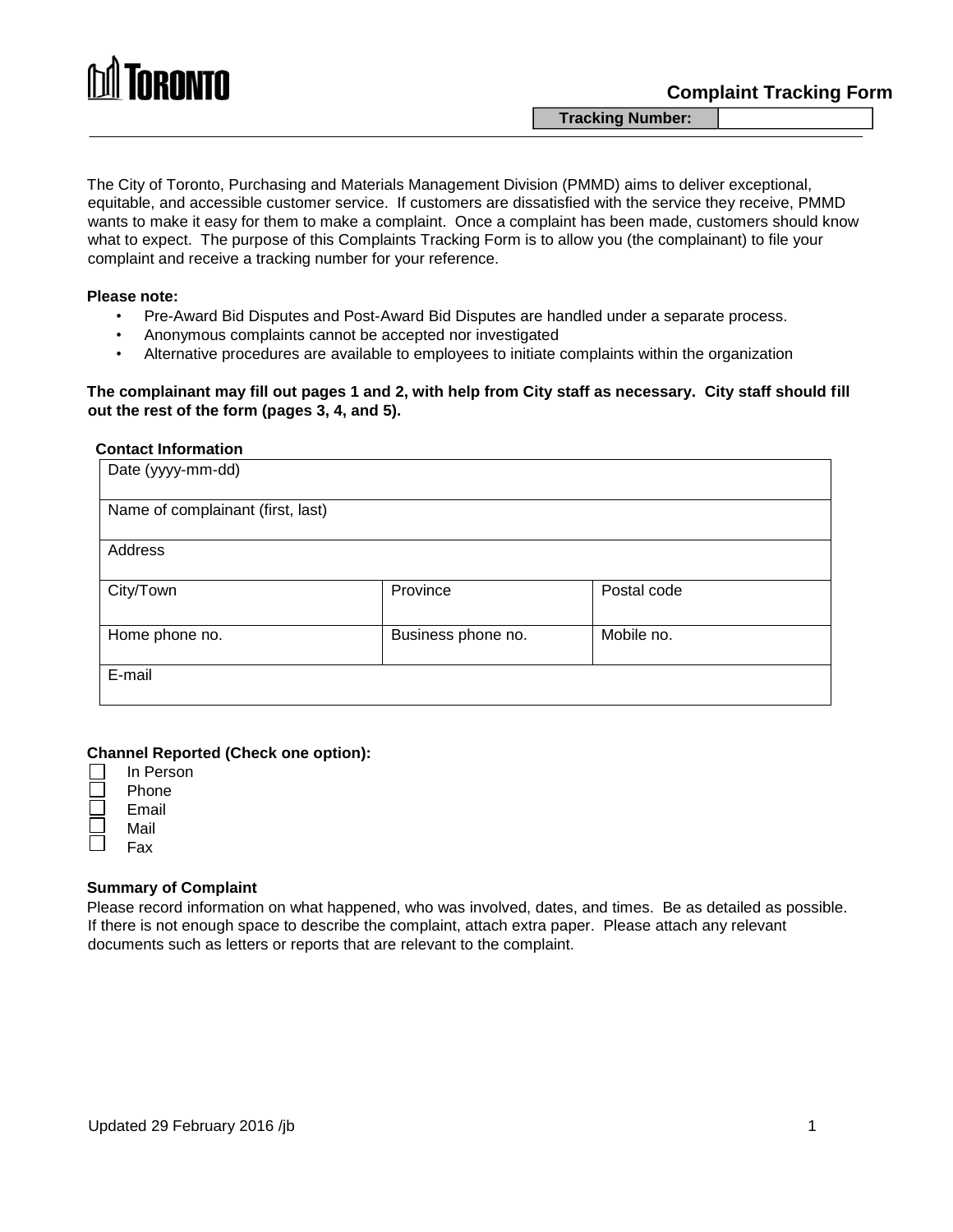TORONTO

# Complaint Tracking Form

| Tracking Number: | |
|---|---|

The City of Toronto, Purchasing and Materials Management Division (PMMD) aims to deliver exceptional, equitable, and accessible customer service. If customers are dissatisfied with the service they receive, PMMD wants to make it easy for them to make a complaint. Once a complaint has been made, customers should know what to expect. The purpose of this Complaints Tracking Form is to allow you (the complainant) to file your complaint and receive a tracking number for your reference.

**Please note:**

- Pre-Award Bid Disputes and Post-Award Bid Disputes are handled under a separate process.
- Anonymous complaints cannot be accepted nor investigated
- Alternative procedures are available to employees to initiate complaints within the organization

**The complainant may fill out pages 1 and 2, with help from City staff as necessary. City staff should fill out the rest of the form (pages 3, 4, and 5).**

**Contact Information**

| Date (yyyy-mm-dd) | | |
|---|---|---|
| Name of complainant (first, last) | | |
| Address | | |
| City/Town | Province | Postal code |
| Home phone no. | Business phone no. | Mobile no. |
| E-mail | | |

**Channel Reported (Check one option):**

- ☐ In Person
- ☐ Phone
- ☐ Email
- ☐ Mail
- ☐ Fax

**Summary of Complaint**

Please record information on what happened, who was involved, dates, and times. Be as detailed as possible. If there is not enough space to describe the complaint, attach extra paper. Please attach any relevant documents such as letters or reports that are relevant to the complaint.

Updated 29 February 2016 /jb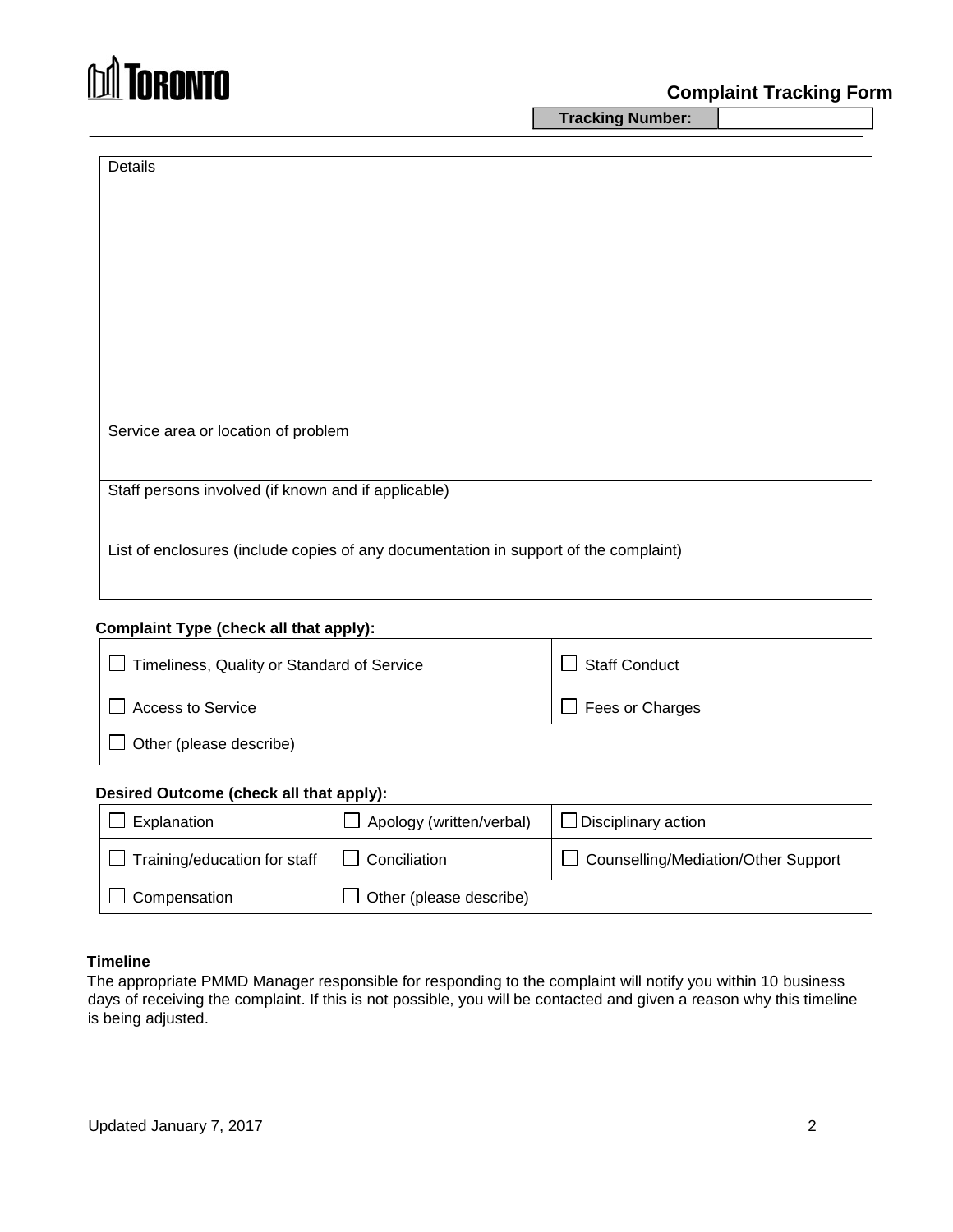TORONTO

## Complaint Tracking Form

| Tracking Number: | |
|---|---|

| Details |
|---|
| |
| Service area or location of problem |
| Staff persons involved (if known and if applicable) |
| List of enclosures (include copies of any documentation in support of the complaint) |

**Complaint Type (check all that apply):**

| | |
|---|---|
| ☐ Timeliness, Quality or Standard of Service | ☐ Staff Conduct |
| ☐ Access to Service | ☐ Fees or Charges |
| ☐ Other (please describe) | |

**Desired Outcome (check all that apply):**

| | | |
|---|---|---|
| ☐ Explanation | ☐ Apology (written/verbal) | ☐ Disciplinary action |
| ☐ Training/education for staff | ☐ Conciliation | ☐ Counselling/Mediation/Other Support |
| ☐ Compensation | ☐ Other (please describe) | |

**Timeline**

The appropriate PMMD Manager responsible for responding to the complaint will notify you within 10 business days of receiving the complaint. If this is not possible, you will be contacted and given a reason why this timeline is being adjusted.

Updated January 7, 2017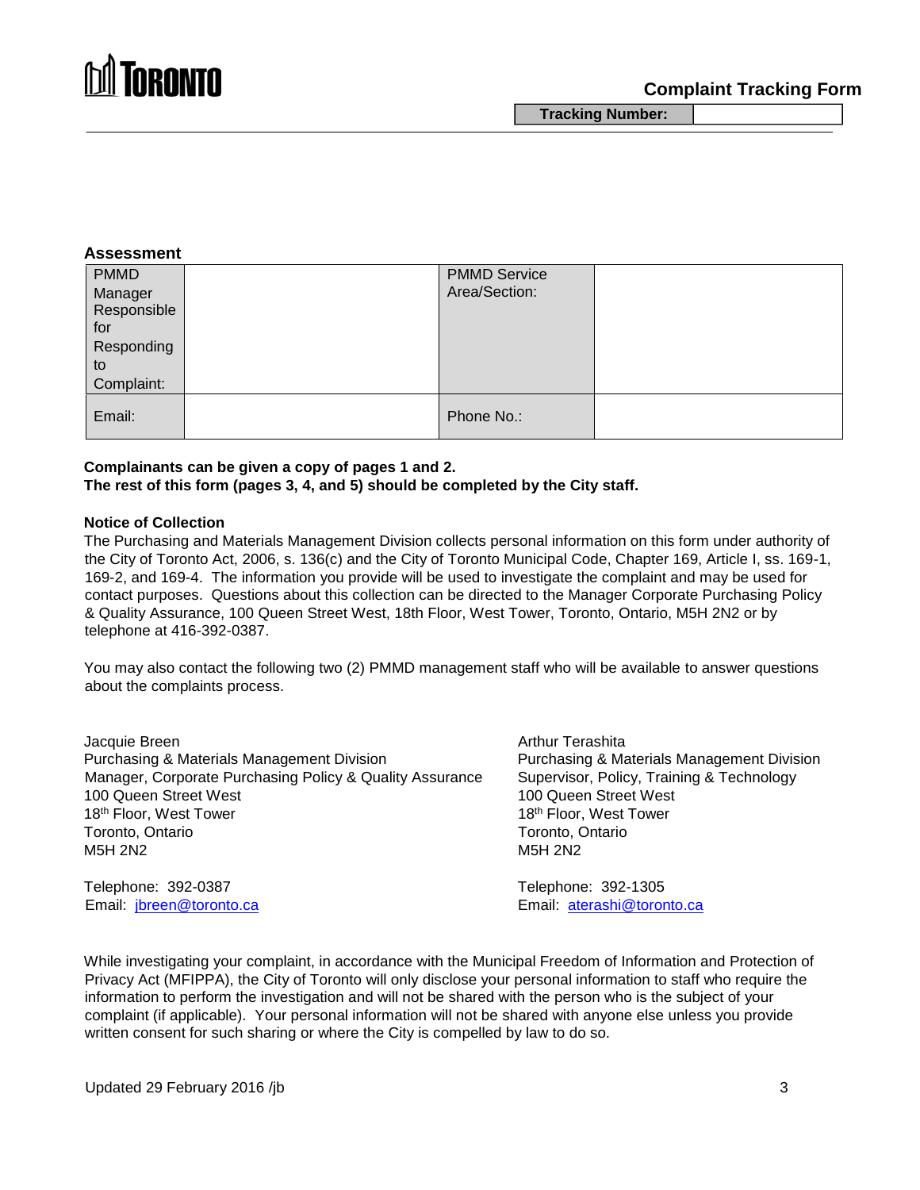# Complaint Tracking Form

| Tracking Number: | |
|---|---|

## Assessment

| PMMD Manager Responsible for Responding to Complaint: | | PMMD Service Area/Section: | |
|---|---|---|---|
| Email: | | Phone No.: | |

**Complainants can be given a copy of pages 1 and 2.**
**The rest of this form (pages 3, 4, and 5) should be completed by the City staff.**

### Notice of Collection

The Purchasing and Materials Management Division collects personal information on this form under authority of the City of Toronto Act, 2006, s. 136(c) and the City of Toronto Municipal Code, Chapter 169, Article I, ss. 169-1, 169-2, and 169-4. The information you provide will be used to investigate the complaint and may be used for contact purposes. Questions about this collection can be directed to the Manager Corporate Purchasing Policy & Quality Assurance, 100 Queen Street West, 18th Floor, West Tower, Toronto, Ontario, M5H 2N2 or by telephone at 416-392-0387.

You may also contact the following two (2) PMMD management staff who will be available to answer questions about the complaints process.

Jacquie Breen
Purchasing & Materials Management Division
Manager, Corporate Purchasing Policy & Quality Assurance
100 Queen Street West
18th Floor, West Tower
Toronto, Ontario
M5H 2N2

Telephone: 392-0387
Email: jbreen@toronto.ca

Arthur Terashita
Purchasing & Materials Management Division
Supervisor, Policy, Training & Technology
100 Queen Street West
18th Floor, West Tower
Toronto, Ontario
M5H 2N2

Telephone: 392-1305
Email: aterashi@toronto.ca

While investigating your complaint, in accordance with the Municipal Freedom of Information and Protection of Privacy Act (MFIPPA), the City of Toronto will only disclose your personal information to staff who require the information to perform the investigation and will not be shared with the person who is the subject of your complaint (if applicable). Your personal information will not be shared with anyone else unless you provide written consent for such sharing or where the City is compelled by law to do so.

Updated 29 February 2016 /jb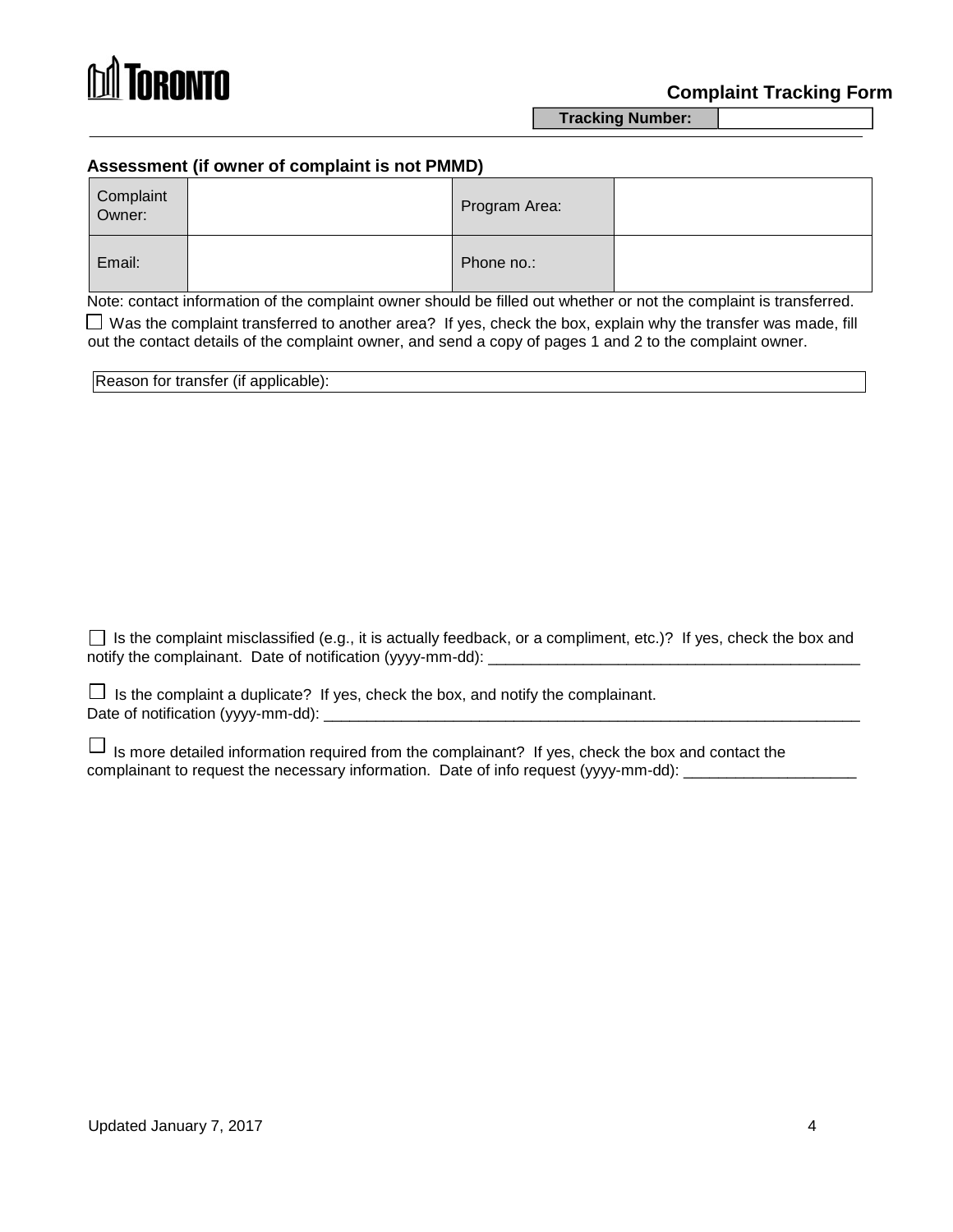# TORONTO

## Complaint Tracking Form

| Tracking Number: | |
|---|---|

### Assessment (if owner of complaint is not PMMD)

| Complaint Owner: | | Program Area: | |
|---|---|---|---|
| Email: | | Phone no.: | |

Note: contact information of the complaint owner should be filled out whether or not the complaint is transferred.

☐ Was the complaint transferred to another area? If yes, check the box, explain why the transfer was made, fill out the contact details of the complaint owner, and send a copy of pages 1 and 2 to the complaint owner.

| Reason for transfer (if applicable): |
|---|

☐ Is the complaint misclassified (e.g., it is actually feedback, or a compliment, etc.)? If yes, check the box and notify the complainant. Date of notification (yyyy-mm-dd): ____________________________________________

☐ Is the complaint a duplicate? If yes, check the box, and notify the complainant.
Date of notification (yyyy-mm-dd): ________________________________________________________________

☐ Is more detailed information required from the complainant? If yes, check the box and contact the complainant to request the necessary information. Date of info request (yyyy-mm-dd): ____________________

Updated January 7, 2017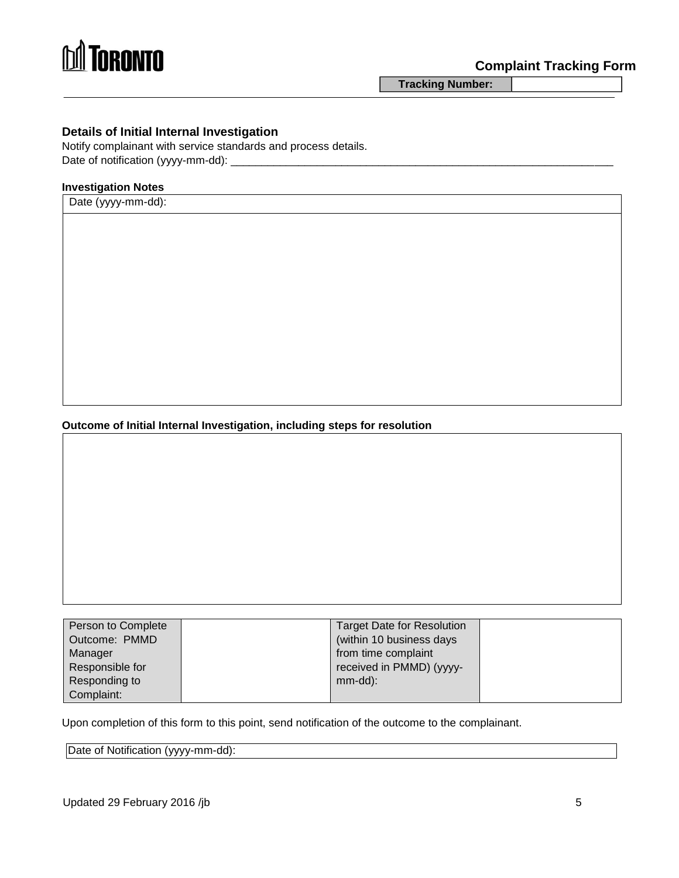TORONTO

## Complaint Tracking Form

| Tracking Number: | |
|---|---|

### Details of Initial Internal Investigation

Notify complainant with service standards and process details.
Date of notification (yyyy-mm-dd): ________________________________________________________________

**Investigation Notes**

| Date (yyyy-mm-dd): |
|---|
| |

**Outcome of Initial Internal Investigation, including steps for resolution**

| |
|---|
| |

| Person to Complete Outcome: PMMD Manager Responsible for Responding to Complaint: | | Target Date for Resolution (within 10 business days from time complaint received in PMMD) (yyyy-mm-dd): | |
|---|---|---|---|

Upon completion of this form to this point, send notification of the outcome to the complainant.

| Date of Notification (yyyy-mm-dd): |
|---|

Updated 29 February 2016 /jb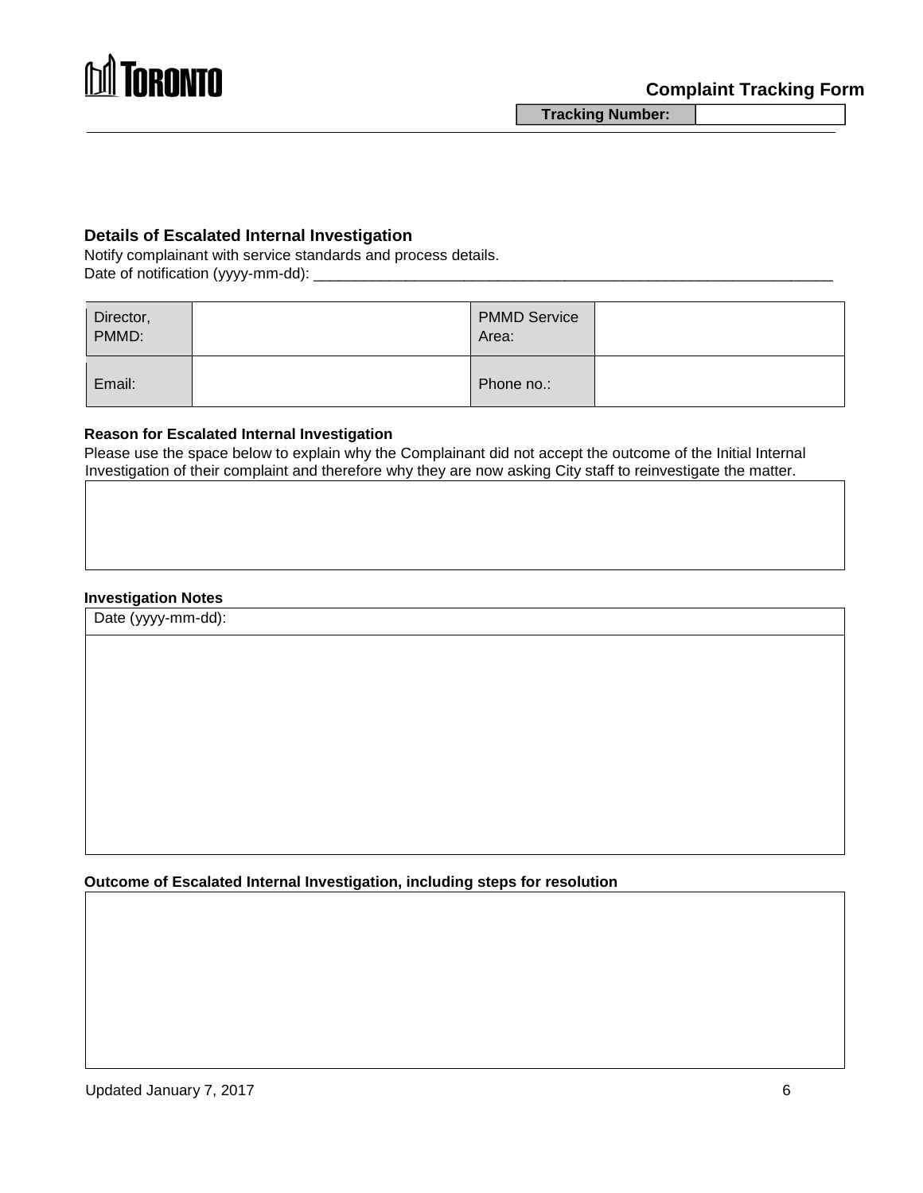**Complaint Tracking Form**

| Tracking Number: | |
|---|---|

## Details of Escalated Internal Investigation

Notify complainant with service standards and process details.
Date of notification (yyyy-mm-dd): ___________________________________________________________________

| Director, PMMD: | | PMMD Service Area: | |
|---|---|---|---|
| Email: | | Phone no.: | |

### Reason for Escalated Internal Investigation

Please use the space below to explain why the Complainant did not accept the outcome of the Initial Internal Investigation of their complaint and therefore why they are now asking City staff to reinvestigate the matter.

| |
|---|
| |

### Investigation Notes

| Date (yyyy-mm-dd): |
|---|
| |

### Outcome of Escalated Internal Investigation, including steps for resolution

| |
|---|
| |

Updated January 7, 2017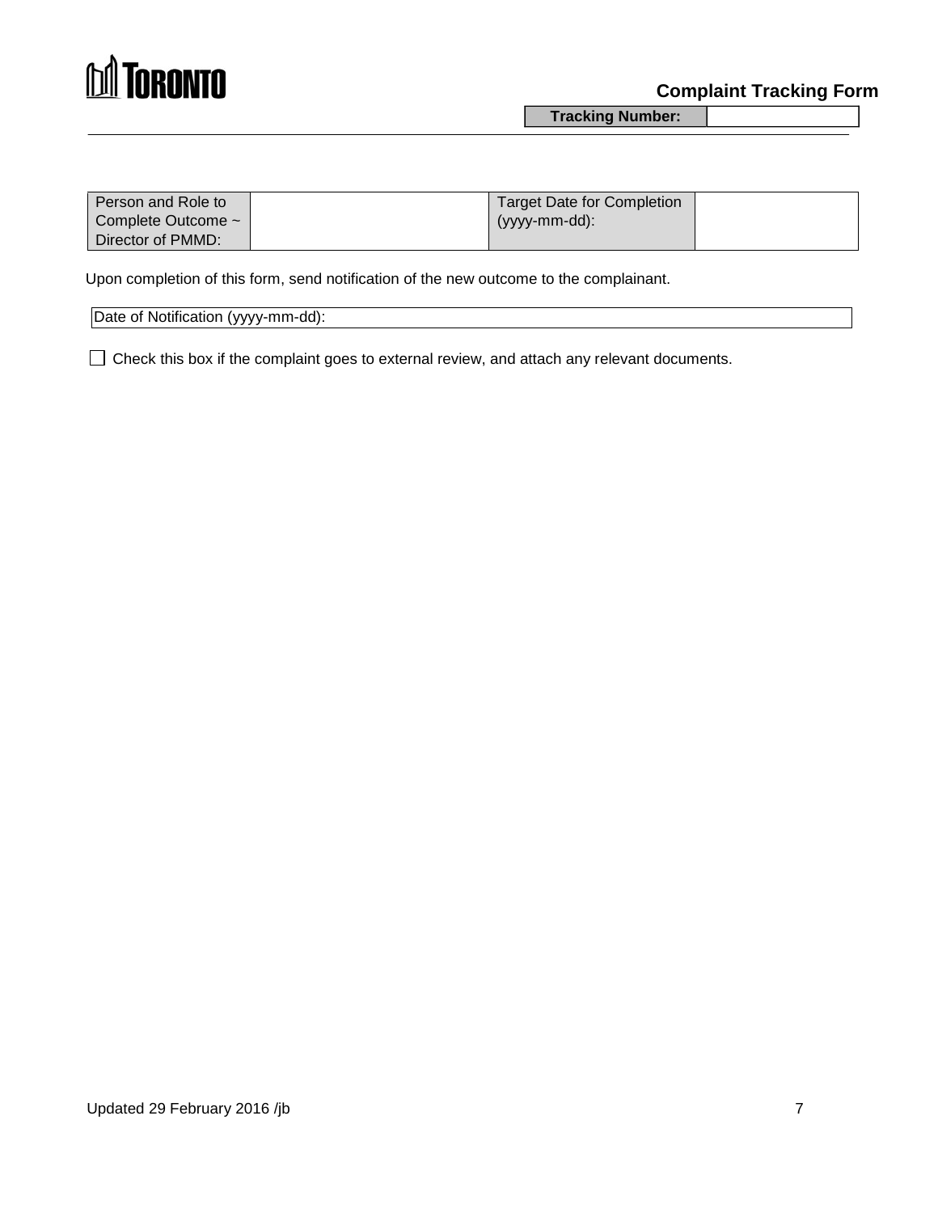TORONTO

## Complaint Tracking Form

| Tracking Number: | |
|---|---|

| | | | |
|---|---|---|---|
| Person and Role to Complete Outcome ~ Director of PMMD: | | Target Date for Completion (yyyy-mm-dd): | |

Upon completion of this form, send notification of the new outcome to the complainant.

| Date of Notification (yyyy-mm-dd): |
|---|

☐ Check this box if the complaint goes to external review, and attach any relevant documents.

Updated 29 February 2016 /jb